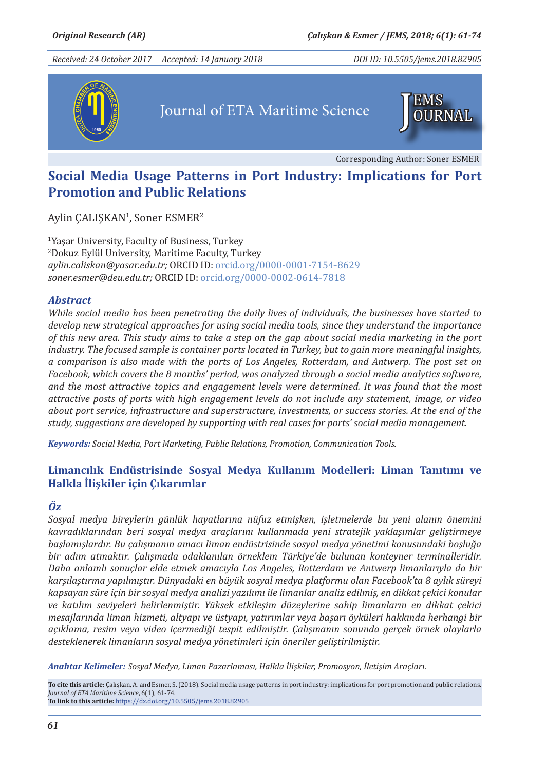Original Research (AR)

Received: 24 October 2017 Accepted: 14 January 2018 DOI ID: 10.5505/jems.2018.82905

Journal of ETA Maritime Science

Corresponding Author: Soner ESMER

# Social Media Usage Patterns in Port Industry: Implications for Port Promotion and Public Relations

Aylin ÇALIŞKAN[1], Soner ESMER[2]

[1]Yaşar University, Faculty of Business, Turkey
[2]Dokuz Eylül University, Maritime Faculty, Turkey
*aylin.caliskan@yasar.edu.tr;* ORCID ID: orcid.org/0000-0001-7154-8629
*soner.esmer@deu.edu.tr;* ORCID ID: orcid.org/0000-0002-0614-7818

## Abstract

*While social media has been penetrating the daily lives of individuals, the businesses have started to develop new strategical approaches for using social media tools, since they understand the importance of this new area. This study aims to take a step on the gap about social media marketing in the port industry. The focused sample is container ports located in Turkey, but to gain more meaningful insights, a comparison is also made with the ports of Los Angeles, Rotterdam, and Antwerp. The post set on Facebook, which covers the 8 months' period, was analyzed through a social media analytics software, and the most attractive topics and engagement levels were determined. It was found that the most attractive posts of ports with high engagement levels do not include any statement, image, or video about port service, infrastructure and superstructure, investments, or success stories. At the end of the study, suggestions are developed by supporting with real cases for ports' social media management.*

***Keywords:*** *Social Media, Port Marketing, Public Relations, Promotion, Communication Tools.*

## Limancılık Endüstrisinde Sosyal Medya Kullanım Modelleri: Liman Tanıtımı ve Halkla İlişkiler için Çıkarımlar

## Öz

*Sosyal medya bireylerin günlük hayatlarına nüfuz etmişken, işletmelerde bu yeni alanın önemini kavradıklarından beri sosyal medya araçlarını kullanmada yeni stratejik yaklaşımlar geliştirmeye başlamışlardır. Bu çalışmanın amacı liman endüstrisinde sosyal medya yönetimi konusundaki boşluğa bir adım atmaktır. Çalışmada odaklanılan örneklem Türkiye'de bulunan konteyner terminalleridir. Daha anlamlı sonuçlar elde etmek amacıyla Los Angeles, Rotterdam ve Antwerp limanlarıyla da bir karşılaştırma yapılmıştır. Dünyadaki en büyük sosyal medya platformu olan Facebook'ta 8 aylık süreyi kapsayan süre için bir sosyal medya analizi yazılımı ile limanlar analiz edilmiş, en dikkat çekici konular ve katılım seviyeleri belirlenmiştir. Yüksek etkileşim düzeylerine sahip limanların en dikkat çekici mesajlarında liman hizmeti, altyapı ve üstyapı, yatırımlar veya başarı öyküleri hakkında herhangi bir açıklama, resim veya video içermediği tespit edilmiştir. Çalışmanın sonunda gerçek örnek olaylarla desteklenerek limanların sosyal medya yönetimleri için öneriler geliştirilmiştir.*

***Anahtar Kelimeler:*** *Sosyal Medya, Liman Pazarlaması, Halkla İlişkiler, Promosyon, İletişim Araçları.*

**To cite this article:** Çalışkan, A. and Esmer, S. (2018). Social media usage patterns in port industry: implications for port promotion and public relations. *Journal of ETA Maritime Science*, 6(1), 61-74.
**To link to this article:** https://dx.doi.org/10.5505/jems.2018.82905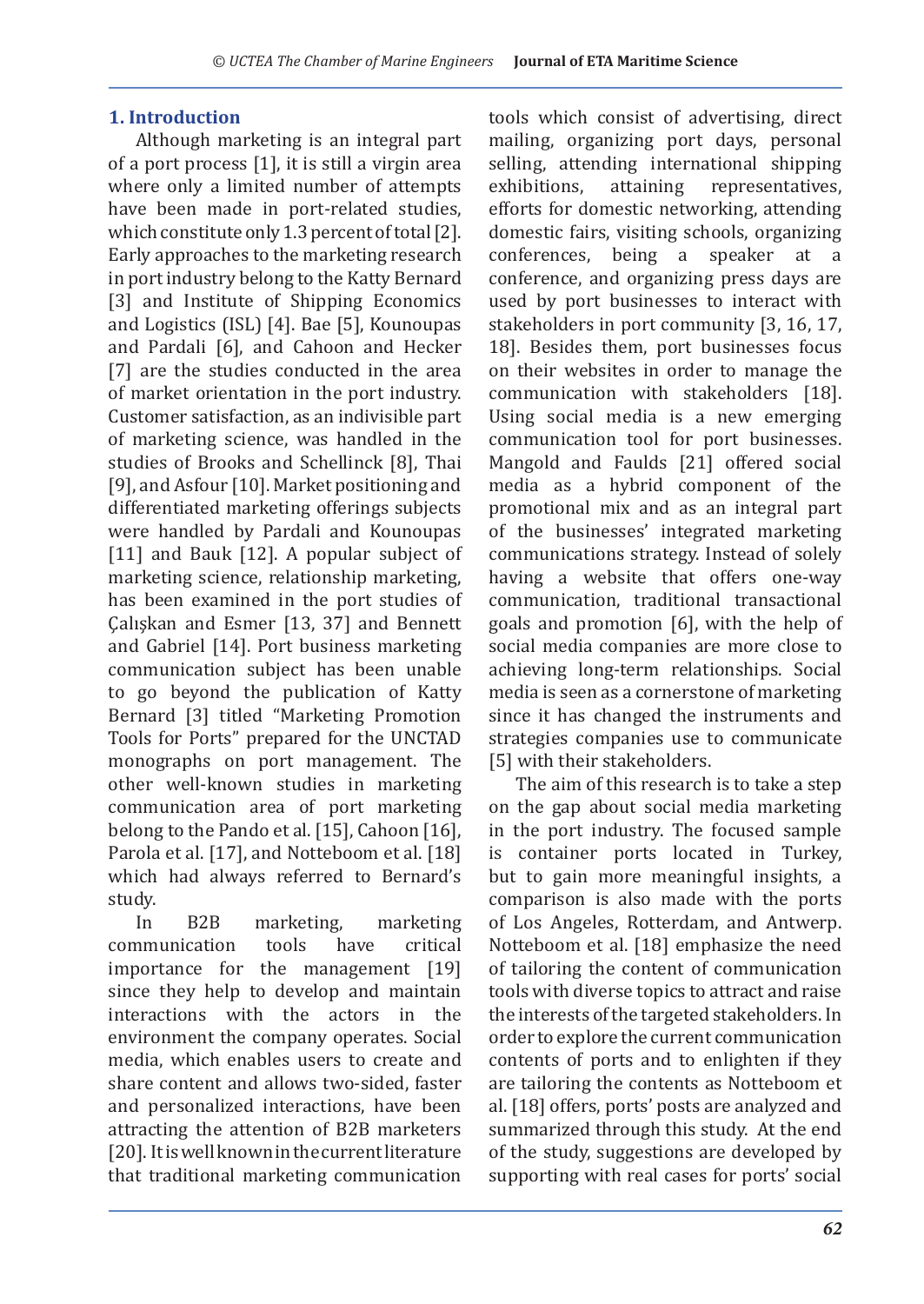## 1. Introduction

Although marketing is an integral part of a port process [1], it is still a virgin area where only a limited number of attempts have been made in port-related studies, which constitute only 1.3 percent of total [2]. Early approaches to the marketing research in port industry belong to the Katty Bernard [3] and Institute of Shipping Economics and Logistics (ISL) [4]. Bae [5], Kounoupas and Pardali [6], and Cahoon and Hecker [7] are the studies conducted in the area of market orientation in the port industry. Customer satisfaction, as an indivisible part of marketing science, was handled in the studies of Brooks and Schellinck [8], Thai [9], and Asfour [10]. Market positioning and differentiated marketing offerings subjects were handled by Pardali and Kounoupas [11] and Bauk [12]. A popular subject of marketing science, relationship marketing, has been examined in the port studies of Çalışkan and Esmer [13, 37] and Bennett and Gabriel [14]. Port business marketing communication subject has been unable to go beyond the publication of Katty Bernard [3] titled "Marketing Promotion Tools for Ports" prepared for the UNCTAD monographs on port management. The other well-known studies in marketing communication area of port marketing belong to the Pando et al. [15], Cahoon [16], Parola et al. [17], and Notteboom et al. [18] which had always referred to Bernard's study.

In B2B marketing, marketing communication tools have critical importance for the management [19] since they help to develop and maintain interactions with the actors in the environment the company operates. Social media, which enables users to create and share content and allows two-sided, faster and personalized interactions, have been attracting the attention of B2B marketers [20]. It is well known in the current literature that traditional marketing communication tools which consist of advertising, direct mailing, organizing port days, personal selling, attending international shipping exhibitions, attaining representatives, efforts for domestic networking, attending domestic fairs, visiting schools, organizing conferences, being a speaker at a conference, and organizing press days are used by port businesses to interact with stakeholders in port community [3, 16, 17, 18]. Besides them, port businesses focus on their websites in order to manage the communication with stakeholders [18]. Using social media is a new emerging communication tool for port businesses. Mangold and Faulds [21] offered social media as a hybrid component of the promotional mix and as an integral part of the businesses' integrated marketing communications strategy. Instead of solely having a website that offers one-way communication, traditional transactional goals and promotion [6], with the help of social media companies are more close to achieving long-term relationships. Social media is seen as a cornerstone of marketing since it has changed the instruments and strategies companies use to communicate [5] with their stakeholders.

The aim of this research is to take a step on the gap about social media marketing in the port industry. The focused sample is container ports located in Turkey, but to gain more meaningful insights, a comparison is also made with the ports of Los Angeles, Rotterdam, and Antwerp. Notteboom et al. [18] emphasize the need of tailoring the content of communication tools with diverse topics to attract and raise the interests of the targeted stakeholders. In order to explore the current communication contents of ports and to enlighten if they are tailoring the contents as Notteboom et al. [18] offers, ports' posts are analyzed and summarized through this study. At the end of the study, suggestions are developed by supporting with real cases for ports' social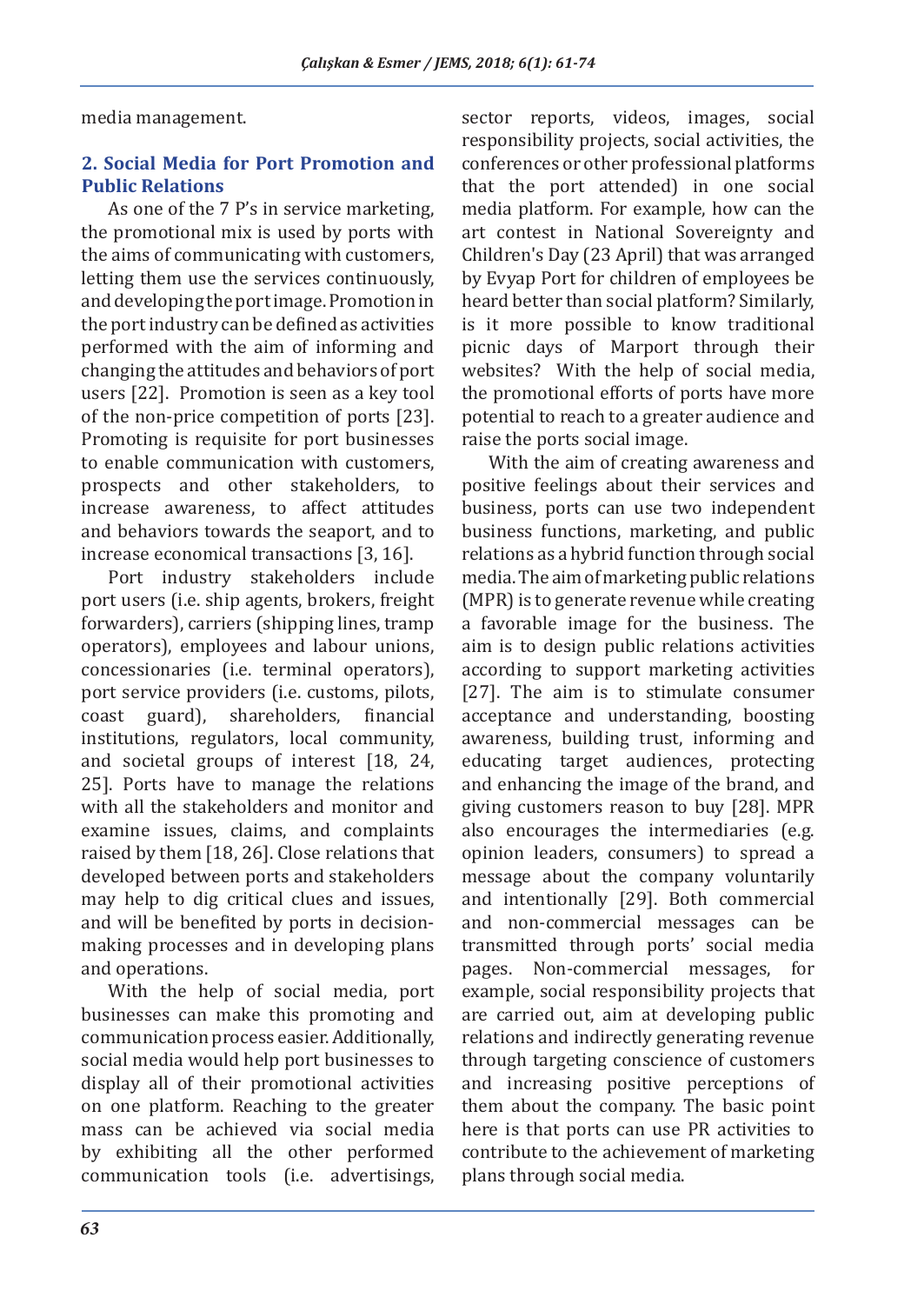media management.

## 2. Social Media for Port Promotion and Public Relations

As one of the 7 P's in service marketing, the promotional mix is used by ports with the aims of communicating with customers, letting them use the services continuously, and developing the port image. Promotion in the port industry can be defined as activities performed with the aim of informing and changing the attitudes and behaviors of port users [22]. Promotion is seen as a key tool of the non-price competition of ports [23]. Promoting is requisite for port businesses to enable communication with customers, prospects and other stakeholders, to increase awareness, to affect attitudes and behaviors towards the seaport, and to increase economical transactions [3, 16].

Port industry stakeholders include port users (i.e. ship agents, brokers, freight forwarders), carriers (shipping lines, tramp operators), employees and labour unions, concessionaries (i.e. terminal operators), port service providers (i.e. customs, pilots, coast guard), shareholders, financial institutions, regulators, local community, and societal groups of interest [18, 24, 25]. Ports have to manage the relations with all the stakeholders and monitor and examine issues, claims, and complaints raised by them [18, 26]. Close relations that developed between ports and stakeholders may help to dig critical clues and issues, and will be benefited by ports in decision-making processes and in developing plans and operations.

With the help of social media, port businesses can make this promoting and communication process easier. Additionally, social media would help port businesses to display all of their promotional activities on one platform. Reaching to the greater mass can be achieved via social media by exhibiting all the other performed communication tools (i.e. advertisings, sector reports, videos, images, social responsibility projects, social activities, the conferences or other professional platforms that the port attended) in one social media platform. For example, how can the art contest in National Sovereignty and Children's Day (23 April) that was arranged by Evyap Port for children of employees be heard better than social platform? Similarly, is it more possible to know traditional picnic days of Marport through their websites? With the help of social media, the promotional efforts of ports have more potential to reach to a greater audience and raise the ports social image.

With the aim of creating awareness and positive feelings about their services and business, ports can use two independent business functions, marketing, and public relations as a hybrid function through social media. The aim of marketing public relations (MPR) is to generate revenue while creating a favorable image for the business. The aim is to design public relations activities according to support marketing activities [27]. The aim is to stimulate consumer acceptance and understanding, boosting awareness, building trust, informing and educating target audiences, protecting and enhancing the image of the brand, and giving customers reason to buy [28]. MPR also encourages the intermediaries (e.g. opinion leaders, consumers) to spread a message about the company voluntarily and intentionally [29]. Both commercial and non-commercial messages can be transmitted through ports' social media pages. Non-commercial messages, for example, social responsibility projects that are carried out, aim at developing public relations and indirectly generating revenue through targeting conscience of customers and increasing positive perceptions of them about the company. The basic point here is that ports can use PR activities to contribute to the achievement of marketing plans through social media.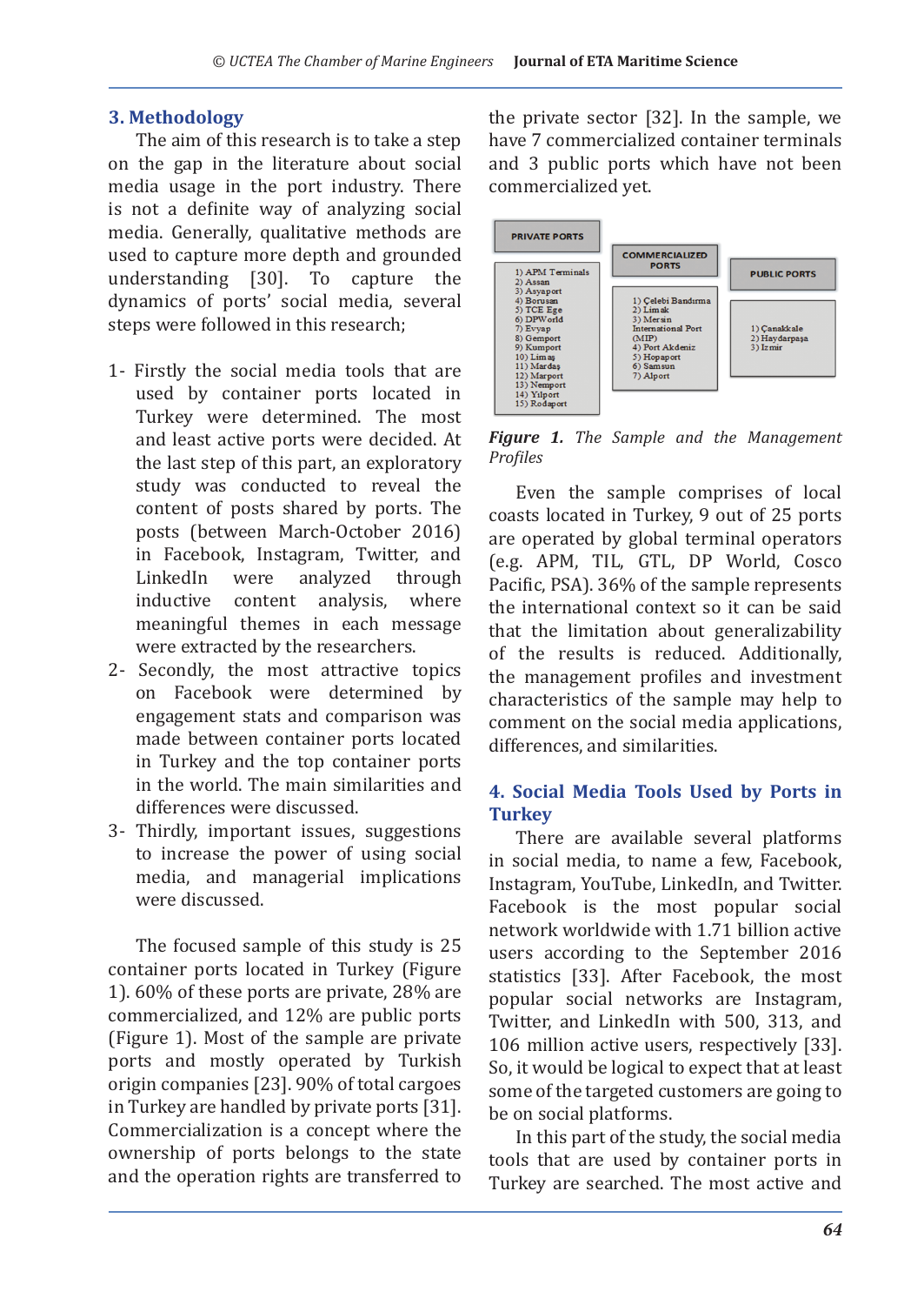## 3. Methodology

The aim of this research is to take a step on the gap in the literature about social media usage in the port industry. There is not a definite way of analyzing social media. Generally, qualitative methods are used to capture more depth and grounded understanding [30]. To capture the dynamics of ports' social media, several steps were followed in this research;

1- Firstly the social media tools that are used by container ports located in Turkey were determined. The most and least active ports were decided. At the last step of this part, an exploratory study was conducted to reveal the content of posts shared by ports. The posts (between March-October 2016) in Facebook, Instagram, Twitter, and LinkedIn were analyzed through inductive content analysis, where meaningful themes in each message were extracted by the researchers.

2- Secondly, the most attractive topics on Facebook were determined by engagement stats and comparison was made between container ports located in Turkey and the top container ports in the world. The main similarities and differences were discussed.

3- Thirdly, important issues, suggestions to increase the power of using social media, and managerial implications were discussed.

The focused sample of this study is 25 container ports located in Turkey (Figure 1). 60% of these ports are private, 28% are commercialized, and 12% are public ports (Figure 1). Most of the sample are private ports and mostly operated by Turkish origin companies [23]. 90% of total cargoes in Turkey are handled by private ports [31]. Commercialization is a concept where the ownership of ports belongs to the state and the operation rights are transferred to the private sector [32]. In the sample, we have 7 commercialized container terminals and 3 public ports which have not been commercialized yet.

| PRIVATE PORTS | COMMERCIALIZED PORTS | PUBLIC PORTS |
|---|---|---|
| 1) APM Terminals | 1) Çelebi Bandırma | 1) Çanakkale |
| 2) Assan | 2) Limak | 2) Haydarpaşa |
| 3) Asyaport | 3) Mersin International Port (MIP) | 3) Izmir |
| 4) Borusan | 4) Port Akdeniz | |
| 5) TCE Ege | 5) Hopaport | |
| 6) DPWorld | 6) Samsun | |
| 7) Evyap | 7) Alport | |
| 8) Gemport | | |
| 9) Kumport | | |
| 10) Limaş | | |
| 11) Mardaş | | |
| 12) Marport | | |
| 13) Nemport | | |
| 14) Yilport | | |
| 15) Rodaport | | |

***Figure 1.*** *The Sample and the Management Profiles*

Even the sample comprises of local coasts located in Turkey, 9 out of 25 ports are operated by global terminal operators (e.g. APM, TIL, GTL, DP World, Cosco Pacific, PSA). 36% of the sample represents the international context so it can be said that the limitation about generalizability of the results is reduced. Additionally, the management profiles and investment characteristics of the sample may help to comment on the social media applications, differences, and similarities.

## 4. Social Media Tools Used by Ports in Turkey

There are available several platforms in social media, to name a few, Facebook, Instagram, YouTube, LinkedIn, and Twitter. Facebook is the most popular social network worldwide with 1.71 billion active users according to the September 2016 statistics [33]. After Facebook, the most popular social networks are Instagram, Twitter, and LinkedIn with 500, 313, and 106 million active users, respectively [33]. So, it would be logical to expect that at least some of the targeted customers are going to be on social platforms.

In this part of the study, the social media tools that are used by container ports in Turkey are searched. The most active and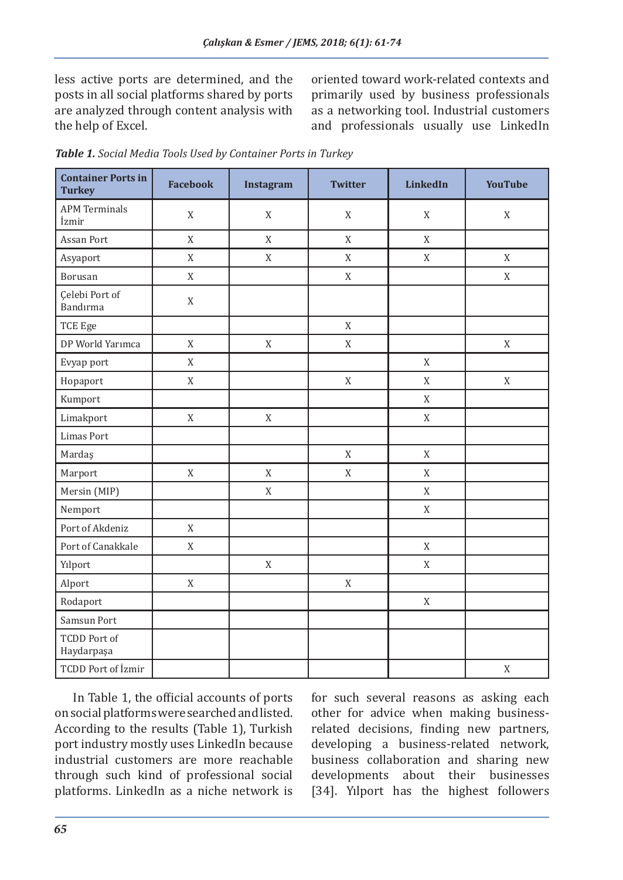less active ports are determined, and the posts in all social platforms shared by ports are analyzed through content analysis with the help of Excel.

oriented toward work-related contexts and primarily used by business professionals as a networking tool. Industrial customers and professionals usually use LinkedIn for such several reasons as asking each other for advice when making business-related decisions, finding new partners, developing a business-related network, business collaboration and sharing new developments about their businesses [34]. Yılport has the highest followers

***Table 1.*** *Social Media Tools Used by Container Ports in Turkey*

| Container Ports in Turkey | Facebook | Instagram | Twitter | LinkedIn | YouTube |
|---|---|---|---|---|---|
| APM Terminals İzmir | X | X | X | X | X |
| Assan Port | X | X | X | X | |
| Asyaport | X | X | X | X | X |
| Borusan | X | | X | | X |
| Çelebi Port of Bandırma | X | | | | |
| TCE Ege | | | X | | |
| DP World Yarımca | X | X | X | | X |
| Evyap port | X | | | X | |
| Hopaport | X | | X | X | X |
| Kumport | | | | X | |
| Limakport | X | X | | X | |
| Limas Port | | | | | |
| Mardaş | | | X | X | |
| Marport | X | X | X | X | |
| Mersin (MIP) | | X | | X | |
| Nemport | | | | X | |
| Port of Akdeniz | X | | | | |
| Port of Canakkale | X | | | X | |
| Yılport | | X | | X | |
| Alport | X | | X | | |
| Rodaport | | | | X | |
| Samsun Port | | | | | |
| TCDD Port of Haydarpaşa | | | | | |
| TCDD Port of İzmir | | | | | X |

In Table 1, the official accounts of ports on social platforms were searched and listed. According to the results (Table 1), Turkish port industry mostly uses LinkedIn because industrial customers are more reachable through such kind of professional social platforms. LinkedIn as a niche network is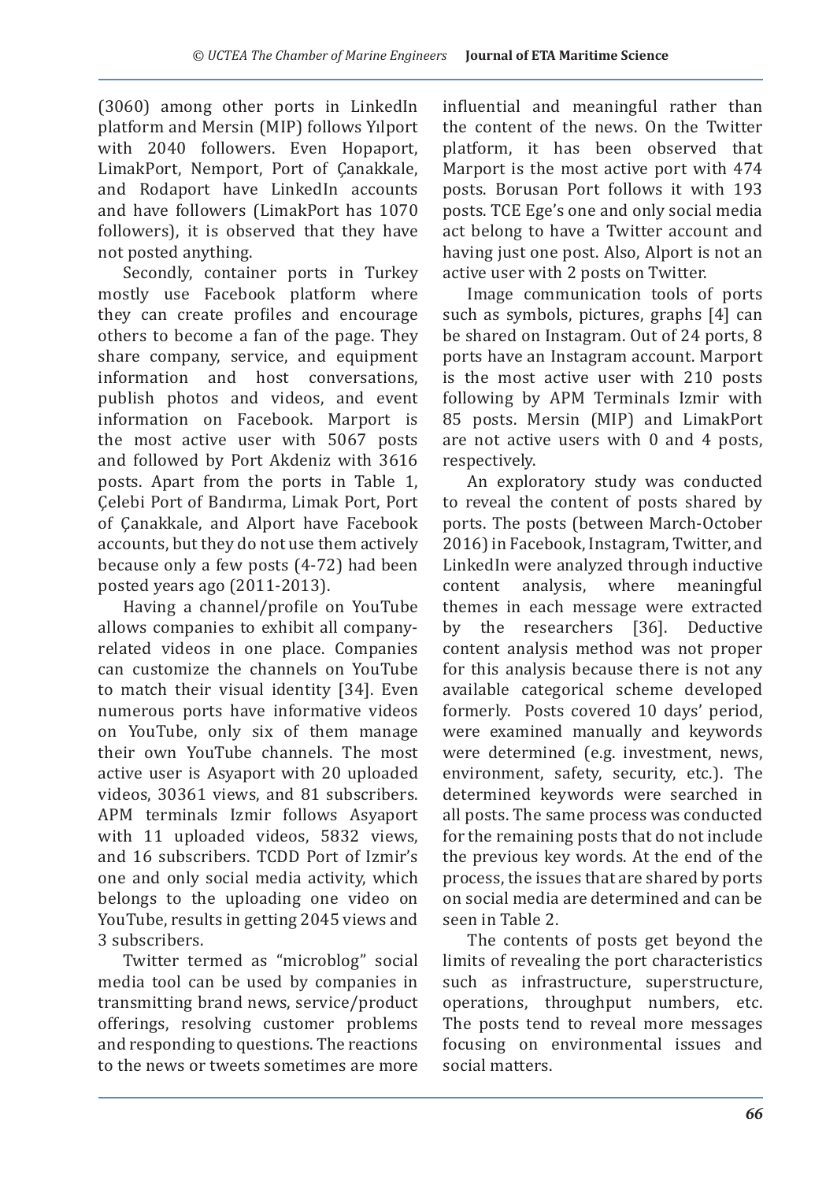(3060) among other ports in LinkedIn platform and Mersin (MIP) follows Yılport with 2040 followers. Even Hopaport, LimakPort, Nemport, Port of Çanakkale, and Rodaport have LinkedIn accounts and have followers (LimakPort has 1070 followers), it is observed that they have not posted anything.

Secondly, container ports in Turkey mostly use Facebook platform where they can create profiles and encourage others to become a fan of the page. They share company, service, and equipment information and host conversations, publish photos and videos, and event information on Facebook. Marport is the most active user with 5067 posts and followed by Port Akdeniz with 3616 posts. Apart from the ports in Table 1, Çelebi Port of Bandırma, Limak Port, Port of Çanakkale, and Alport have Facebook accounts, but they do not use them actively because only a few posts (4-72) had been posted years ago (2011-2013).

Having a channel/profile on YouTube allows companies to exhibit all company-related videos in one place. Companies can customize the channels on YouTube to match their visual identity [34]. Even numerous ports have informative videos on YouTube, only six of them manage their own YouTube channels. The most active user is Asyaport with 20 uploaded videos, 30361 views, and 81 subscribers. APM terminals Izmir follows Asyaport with 11 uploaded videos, 5832 views, and 16 subscribers. TCDD Port of Izmir's one and only social media activity, which belongs to the uploading one video on YouTube, results in getting 2045 views and 3 subscribers.

Twitter termed as "microblog" social media tool can be used by companies in transmitting brand news, service/product offerings, resolving customer problems and responding to questions. The reactions to the news or tweets sometimes are more influential and meaningful rather than the content of the news. On the Twitter platform, it has been observed that Marport is the most active port with 474 posts. Borusan Port follows it with 193 posts. TCE Ege's one and only social media act belong to have a Twitter account and having just one post. Also, Alport is not an active user with 2 posts on Twitter.

Image communication tools of ports such as symbols, pictures, graphs [4] can be shared on Instagram. Out of 24 ports, 8 ports have an Instagram account. Marport is the most active user with 210 posts following by APM Terminals Izmir with 85 posts. Mersin (MIP) and LimakPort are not active users with 0 and 4 posts, respectively.

An exploratory study was conducted to reveal the content of posts shared by ports. The posts (between March-October 2016) in Facebook, Instagram, Twitter, and LinkedIn were analyzed through inductive content analysis, where meaningful themes in each message were extracted by the researchers [36]. Deductive content analysis method was not proper for this analysis because there is not any available categorical scheme developed formerly. Posts covered 10 days' period, were examined manually and keywords were determined (e.g. investment, news, environment, safety, security, etc.). The determined keywords were searched in all posts. The same process was conducted for the remaining posts that do not include the previous key words. At the end of the process, the issues that are shared by ports on social media are determined and can be seen in Table 2.

The contents of posts get beyond the limits of revealing the port characteristics such as infrastructure, superstructure, operations, throughput numbers, etc. The posts tend to reveal more messages focusing on environmental issues and social matters.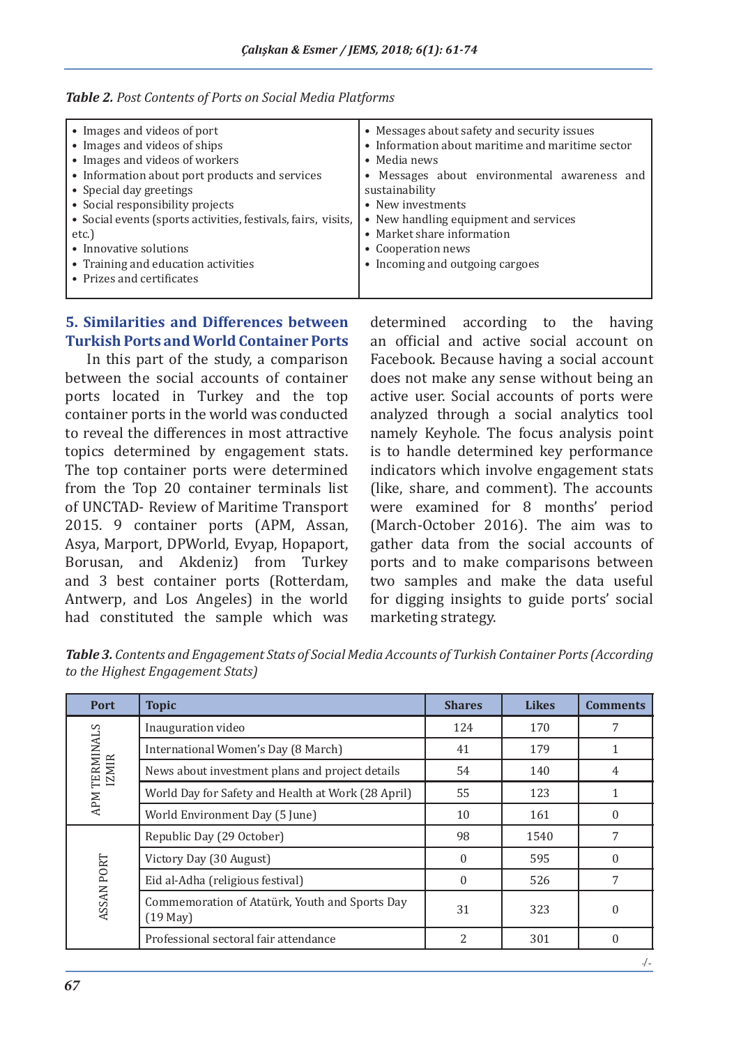*Table 2. Post Contents of Ports on Social Media Platforms*

| | |
|---|---|
| • Images and videos of port<br>• Images and videos of ships<br>• Images and videos of workers<br>• Information about port products and services<br>• Special day greetings<br>• Social responsibility projects<br>• Social events (sports activities, festivals, fairs, visits, etc.)<br>• Innovative solutions<br>• Training and education activities<br>• Prizes and certificates | • Messages about safety and security issues<br>• Information about maritime and maritime sector<br>• Media news<br>• Messages about environmental awareness and sustainability<br>• New investments<br>• New handling equipment and services<br>• Market share information<br>• Cooperation news<br>• Incoming and outgoing cargoes |

## 5. Similarities and Differences between Turkish Ports and World Container Ports

In this part of the study, a comparison between the social accounts of container ports located in Turkey and the top container ports in the world was conducted to reveal the differences in most attractive topics determined by engagement stats. The top container ports were determined from the Top 20 container terminals list of UNCTAD- Review of Maritime Transport 2015. 9 container ports (APM, Assan, Asya, Marport, DPWorld, Evyap, Hopaport, Borusan, and Akdeniz) from Turkey and 3 best container ports (Rotterdam, Antwerp, and Los Angeles) in the world had constituted the sample which was determined according to the having an official and active social account on Facebook. Because having a social account does not make any sense without being an active user. Social accounts of ports were analyzed through a social analytics tool namely Keyhole. The focus analysis point is to handle determined key performance indicators which involve engagement stats (like, share, and comment). The accounts were examined for 8 months' period (March-October 2016). The aim was to gather data from the social accounts of ports and to make comparisons between two samples and make the data useful for digging insights to guide ports' social marketing strategy.

*Table 3. Contents and Engagement Stats of Social Media Accounts of Turkish Container Ports (According to the Highest Engagement Stats)*

| Port | Topic | Shares | Likes | Comments |
|---|---|---|---|---|
| APM TERMINALS IZMIR | Inauguration video | 124 | 170 | 7 |
| | International Women's Day (8 March) | 41 | 179 | 1 |
| | News about investment plans and project details | 54 | 140 | 4 |
| | World Day for Safety and Health at Work (28 April) | 55 | 123 | 1 |
| | World Environment Day (5 June) | 10 | 161 | 0 |
| ASSAN PORT | Republic Day (29 October) | 98 | 1540 | 7 |
| | Victory Day (30 August) | 0 | 595 | 0 |
| | Eid al-Adha (religious festival) | 0 | 526 | 7 |
| | Commemoration of Atatürk, Youth and Sports Day (19 May) | 31 | 323 | 0 |
| | Professional sectoral fair attendance | 2 | 301 | 0 |

./..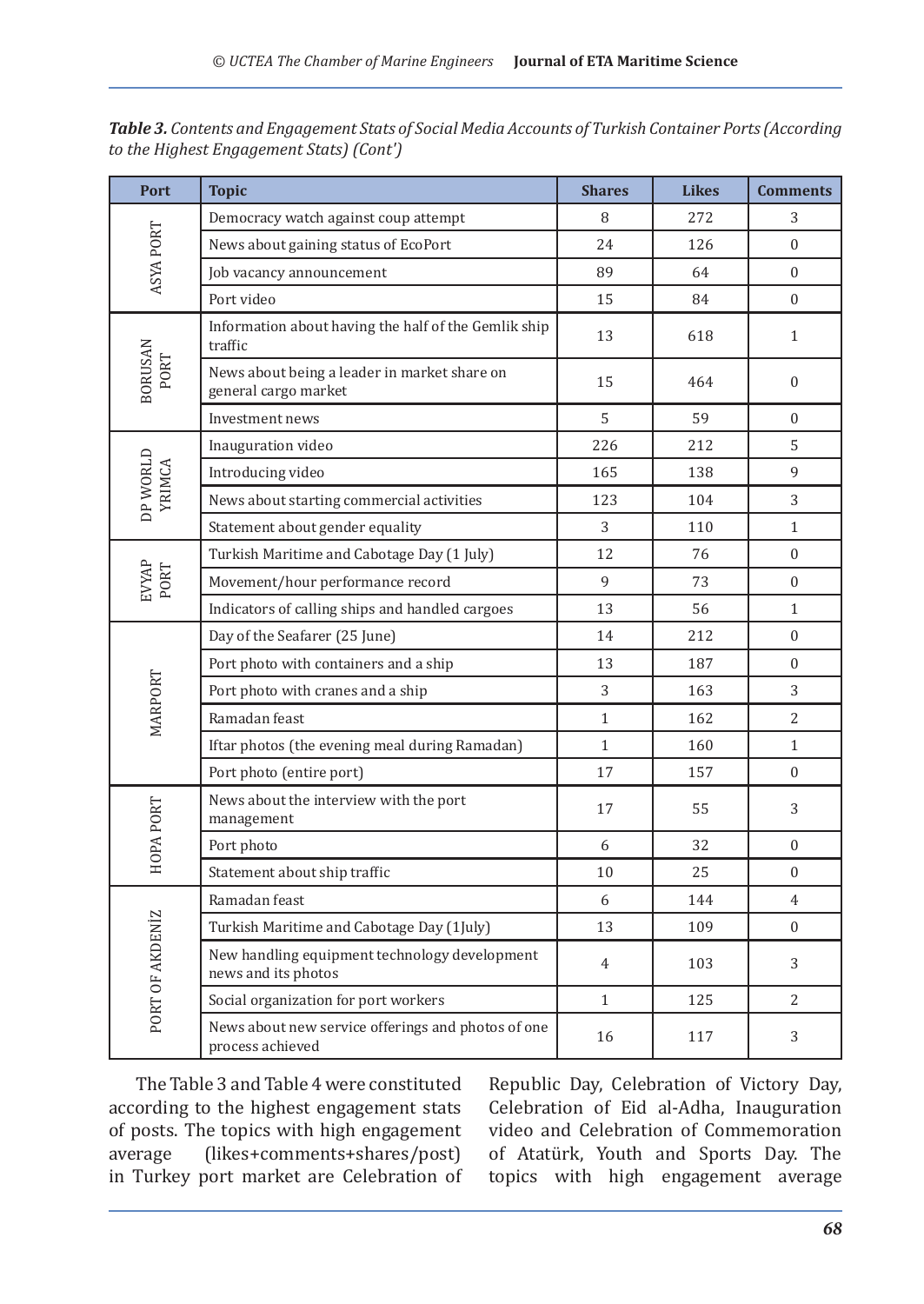*Table 3. Contents and Engagement Stats of Social Media Accounts of Turkish Container Ports (According to the Highest Engagement Stats) (Cont')*

| Port | Topic | Shares | Likes | Comments |
|---|---|---|---|---|
| ASYA PORT | Democracy watch against coup attempt | 8 | 272 | 3 |
| | News about gaining status of EcoPort | 24 | 126 | 0 |
| | Job vacancy announcement | 89 | 64 | 0 |
| | Port video | 15 | 84 | 0 |
| BORUSAN PORT | Information about having the half of the Gemlik ship traffic | 13 | 618 | 1 |
| | News about being a leader in market share on general cargo market | 15 | 464 | 0 |
| | Investment news | 5 | 59 | 0 |
| DP WORLD YRIMCA | Inauguration video | 226 | 212 | 5 |
| | Introducing video | 165 | 138 | 9 |
| | News about starting commercial activities | 123 | 104 | 3 |
| | Statement about gender equality | 3 | 110 | 1 |
| EVYAP PORT | Turkish Maritime and Cabotage Day (1 July) | 12 | 76 | 0 |
| | Movement/hour performance record | 9 | 73 | 0 |
| | Indicators of calling ships and handled cargoes | 13 | 56 | 1 |
| MARPORT | Day of the Seafarer (25 June) | 14 | 212 | 0 |
| | Port photo with containers and a ship | 13 | 187 | 0 |
| | Port photo with cranes and a ship | 3 | 163 | 3 |
| | Ramadan feast | 1 | 162 | 2 |
| | Iftar photos (the evening meal during Ramadan) | 1 | 160 | 1 |
| | Port photo (entire port) | 17 | 157 | 0 |
| HOPA PORT | News about the interview with the port management | 17 | 55 | 3 |
| | Port photo | 6 | 32 | 0 |
| | Statement about ship traffic | 10 | 25 | 0 |
| PORT OF AKDENİZ | Ramadan feast | 6 | 144 | 4 |
| | Turkish Maritime and Cabotage Day (1July) | 13 | 109 | 0 |
| | New handling equipment technology development news and its photos | 4 | 103 | 3 |
| | Social organization for port workers | 1 | 125 | 2 |
| | News about new service offerings and photos of one process achieved | 16 | 117 | 3 |

The Table 3 and Table 4 were constituted according to the highest engagement stats of posts. The topics with high engagement average (likes+comments+shares/post) in Turkey port market are Celebration of Republic Day, Celebration of Victory Day, Celebration of Eid al-Adha, Inauguration video and Celebration of Commemoration of Atatürk, Youth and Sports Day. The topics with high engagement average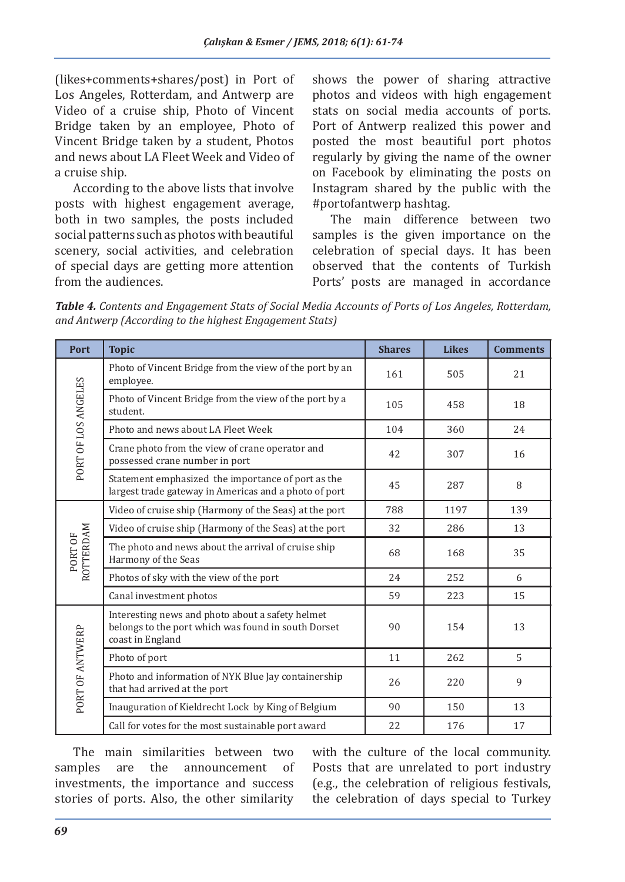(likes+comments+shares/post) in Port of Los Angeles, Rotterdam, and Antwerp are Video of a cruise ship, Photo of Vincent Bridge taken by an employee, Photo of Vincent Bridge taken by a student, Photos and news about LA Fleet Week and Video of a cruise ship.

According to the above lists that involve posts with highest engagement average, both in two samples, the posts included social patterns such as photos with beautiful scenery, social activities, and celebration of special days are getting more attention from the audiences.

shows the power of sharing attractive photos and videos with high engagement stats on social media accounts of ports. Port of Antwerp realized this power and posted the most beautiful port photos regularly by giving the name of the owner on Facebook by eliminating the posts on Instagram shared by the public with the #portofantwerp hashtag.

The main difference between two samples is the given importance on the celebration of special days. It has been observed that the contents of Turkish Ports' posts are managed in accordance

***Table 4.*** *Contents and Engagement Stats of Social Media Accounts of Ports of Los Angeles, Rotterdam, and Antwerp (According to the highest Engagement Stats)*

| Port | Topic | Shares | Likes | Comments |
|---|---|---|---|---|
| PORT OF LOS ANGELES | Photo of Vincent Bridge from the view of the port by an employee. | 161 | 505 | 21 |
| | Photo of Vincent Bridge from the view of the port by a student. | 105 | 458 | 18 |
| | Photo and news about LA Fleet Week | 104 | 360 | 24 |
| | Crane photo from the view of crane operator and possessed crane number in port | 42 | 307 | 16 |
| | Statement emphasized the importance of port as the largest trade gateway in Americas and a photo of port | 45 | 287 | 8 |
| PORT OF ROTTERDAM | Video of cruise ship (Harmony of the Seas) at the port | 788 | 1197 | 139 |
| | Video of cruise ship (Harmony of the Seas) at the port | 32 | 286 | 13 |
| | The photo and news about the arrival of cruise ship Harmony of the Seas | 68 | 168 | 35 |
| | Photos of sky with the view of the port | 24 | 252 | 6 |
| | Canal investment photos | 59 | 223 | 15 |
| PORT OF ANTWERP | Interesting news and photo about a safety helmet belongs to the port which was found in south Dorset coast in England | 90 | 154 | 13 |
| | Photo of port | 11 | 262 | 5 |
| | Photo and information of NYK Blue Jay containership that had arrived at the port | 26 | 220 | 9 |
| | Inauguration of Kieldrecht Lock by King of Belgium | 90 | 150 | 13 |
| | Call for votes for the most sustainable port award | 22 | 176 | 17 |

The main similarities between two samples are the announcement of investments, the importance and success stories of ports. Also, the other similarity

with the culture of the local community. Posts that are unrelated to port industry (e.g., the celebration of religious festivals, the celebration of days special to Turkey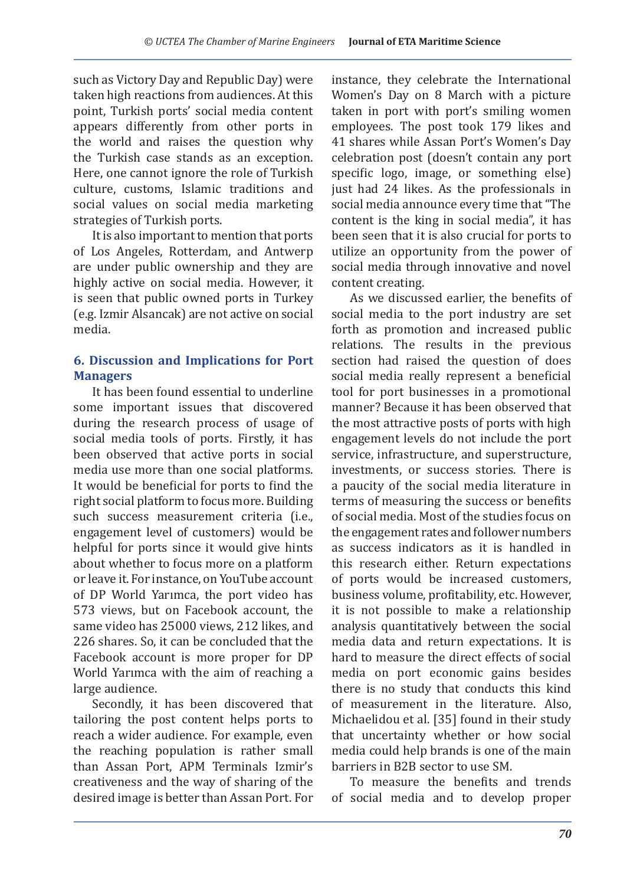such as Victory Day and Republic Day) were taken high reactions from audiences. At this point, Turkish ports' social media content appears differently from other ports in the world and raises the question why the Turkish case stands as an exception. Here, one cannot ignore the role of Turkish culture, customs, Islamic traditions and social values on social media marketing strategies of Turkish ports.

It is also important to mention that ports of Los Angeles, Rotterdam, and Antwerp are under public ownership and they are highly active on social media. However, it is seen that public owned ports in Turkey (e.g. Izmir Alsancak) are not active on social media.

## 6. Discussion and Implications for Port Managers

It has been found essential to underline some important issues that discovered during the research process of usage of social media tools of ports. Firstly, it has been observed that active ports in social media use more than one social platforms. It would be beneficial for ports to find the right social platform to focus more. Building such success measurement criteria (i.e., engagement level of customers) would be helpful for ports since it would give hints about whether to focus more on a platform or leave it. For instance, on YouTube account of DP World Yarımca, the port video has 573 views, but on Facebook account, the same video has 25000 views, 212 likes, and 226 shares. So, it can be concluded that the Facebook account is more proper for DP World Yarımca with the aim of reaching a large audience.

Secondly, it has been discovered that tailoring the post content helps ports to reach a wider audience. For example, even the reaching population is rather small than Assan Port, APM Terminals Izmir's creativeness and the way of sharing of the desired image is better than Assan Port. For instance, they celebrate the International Women's Day on 8 March with a picture taken in port with port's smiling women employees. The post took 179 likes and 41 shares while Assan Port's Women's Day celebration post (doesn't contain any port specific logo, image, or something else) just had 24 likes. As the professionals in social media announce every time that "The content is the king in social media", it has been seen that it is also crucial for ports to utilize an opportunity from the power of social media through innovative and novel content creating.

As we discussed earlier, the benefits of social media to the port industry are set forth as promotion and increased public relations. The results in the previous section had raised the question of does social media really represent a beneficial tool for port businesses in a promotional manner? Because it has been observed that the most attractive posts of ports with high engagement levels do not include the port service, infrastructure, and superstructure, investments, or success stories. There is a paucity of the social media literature in terms of measuring the success or benefits of social media. Most of the studies focus on the engagement rates and follower numbers as success indicators as it is handled in this research either. Return expectations of ports would be increased customers, business volume, profitability, etc. However, it is not possible to make a relationship analysis quantitatively between the social media data and return expectations. It is hard to measure the direct effects of social media on port economic gains besides there is no study that conducts this kind of measurement in the literature. Also, Michaelidou et al. [35] found in their study that uncertainty whether or how social media could help brands is one of the main barriers in B2B sector to use SM.

To measure the benefits and trends of social media and to develop proper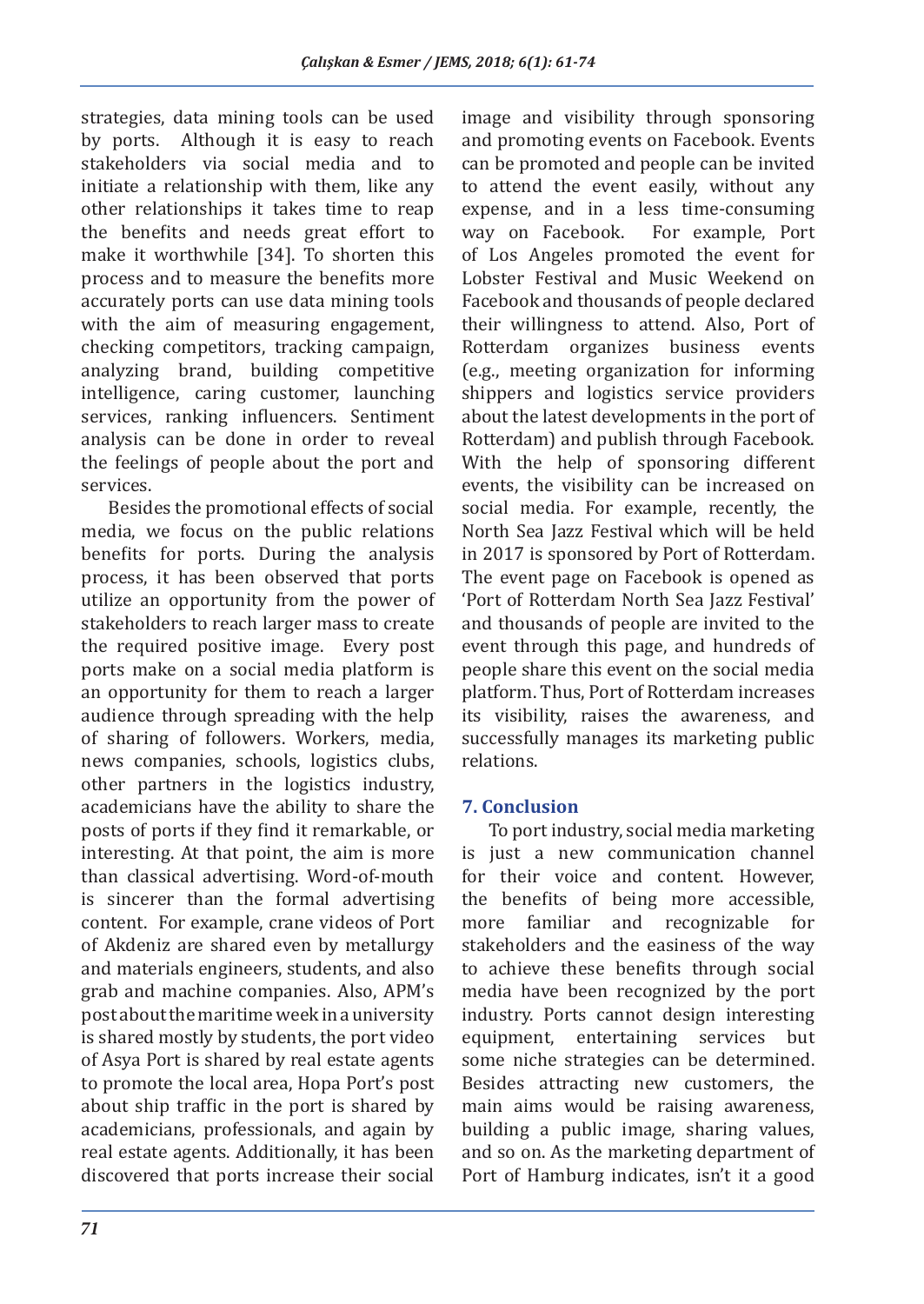strategies, data mining tools can be used by ports. Although it is easy to reach stakeholders via social media and to initiate a relationship with them, like any other relationships it takes time to reap the benefits and needs great effort to make it worthwhile [34]. To shorten this process and to measure the benefits more accurately ports can use data mining tools with the aim of measuring engagement, checking competitors, tracking campaign, analyzing brand, building competitive intelligence, caring customer, launching services, ranking influencers. Sentiment analysis can be done in order to reveal the feelings of people about the port and services.

Besides the promotional effects of social media, we focus on the public relations benefits for ports. During the analysis process, it has been observed that ports utilize an opportunity from the power of stakeholders to reach larger mass to create the required positive image. Every post ports make on a social media platform is an opportunity for them to reach a larger audience through spreading with the help of sharing of followers. Workers, media, news companies, schools, logistics clubs, other partners in the logistics industry, academicians have the ability to share the posts of ports if they find it remarkable, or interesting. At that point, the aim is more than classical advertising. Word-of-mouth is sincerer than the formal advertising content. For example, crane videos of Port of Akdeniz are shared even by metallurgy and materials engineers, students, and also grab and machine companies. Also, APM's post about the maritime week in a university is shared mostly by students, the port video of Asya Port is shared by real estate agents to promote the local area, Hopa Port's post about ship traffic in the port is shared by academicians, professionals, and again by real estate agents. Additionally, it has been discovered that ports increase their social image and visibility through sponsoring and promoting events on Facebook. Events can be promoted and people can be invited to attend the event easily, without any expense, and in a less time-consuming way on Facebook. For example, Port of Los Angeles promoted the event for Lobster Festival and Music Weekend on Facebook and thousands of people declared their willingness to attend. Also, Port of Rotterdam organizes business events (e.g., meeting organization for informing shippers and logistics service providers about the latest developments in the port of Rotterdam) and publish through Facebook. With the help of sponsoring different events, the visibility can be increased on social media. For example, recently, the North Sea Jazz Festival which will be held in 2017 is sponsored by Port of Rotterdam. The event page on Facebook is opened as 'Port of Rotterdam North Sea Jazz Festival' and thousands of people are invited to the event through this page, and hundreds of people share this event on the social media platform. Thus, Port of Rotterdam increases its visibility, raises the awareness, and successfully manages its marketing public relations.

## 7. Conclusion

To port industry, social media marketing is just a new communication channel for their voice and content. However, the benefits of being more accessible, more familiar and recognizable for stakeholders and the easiness of the way to achieve these benefits through social media have been recognized by the port industry. Ports cannot design interesting equipment, entertaining services but some niche strategies can be determined. Besides attracting new customers, the main aims would be raising awareness, building a public image, sharing values, and so on. As the marketing department of Port of Hamburg indicates, isn't it a good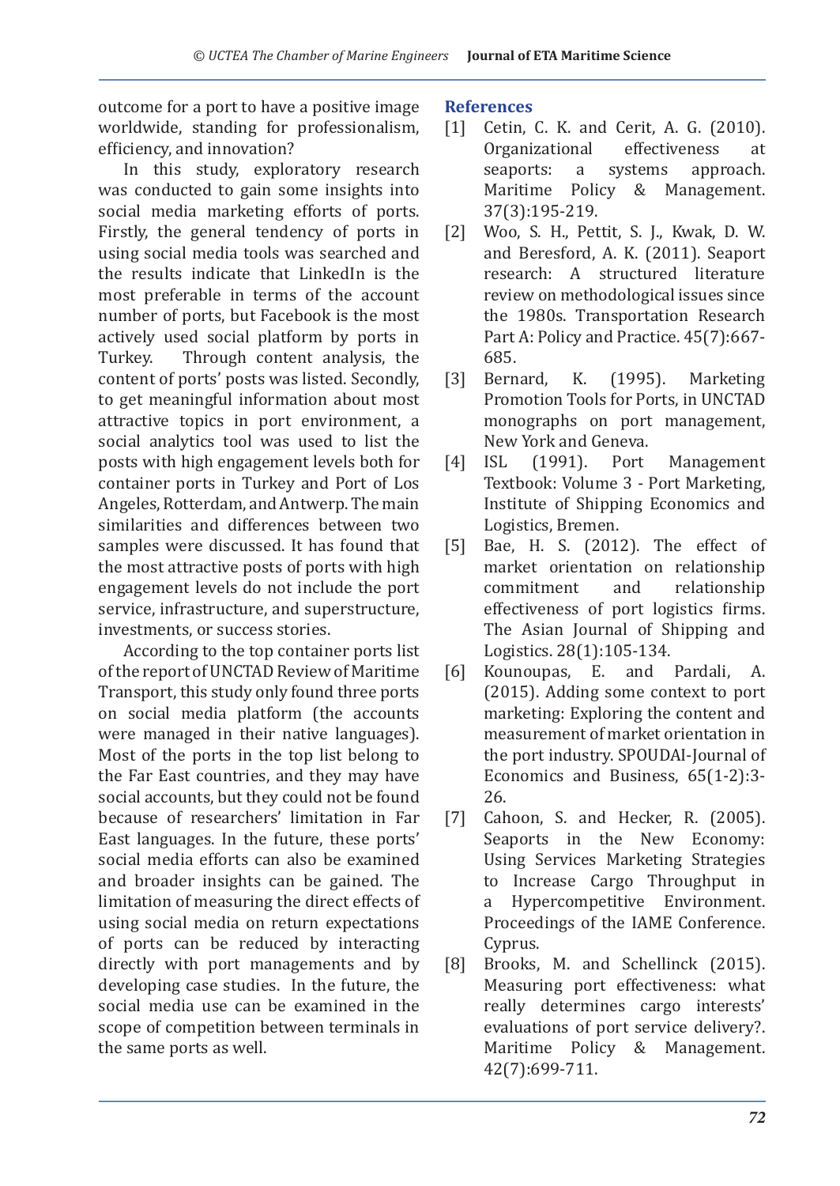outcome for a port to have a positive image worldwide, standing for professionalism, efficiency, and innovation?

In this study, exploratory research was conducted to gain some insights into social media marketing efforts of ports. Firstly, the general tendency of ports in using social media tools was searched and the results indicate that LinkedIn is the most preferable in terms of the account number of ports, but Facebook is the most actively used social platform by ports in Turkey. Through content analysis, the content of ports' posts was listed. Secondly, to get meaningful information about most attractive topics in port environment, a social analytics tool was used to list the posts with high engagement levels both for container ports in Turkey and Port of Los Angeles, Rotterdam, and Antwerp. The main similarities and differences between two samples were discussed. It has found that the most attractive posts of ports with high engagement levels do not include the port service, infrastructure, and superstructure, investments, or success stories.

According to the top container ports list of the report of UNCTAD Review of Maritime Transport, this study only found three ports on social media platform (the accounts were managed in their native languages). Most of the ports in the top list belong to the Far East countries, and they may have social accounts, but they could not be found because of researchers' limitation in Far East languages. In the future, these ports' social media efforts can also be examined and broader insights can be gained. The limitation of measuring the direct effects of using social media on return expectations of ports can be reduced by interacting directly with port managements and by developing case studies. In the future, the social media use can be examined in the scope of competition between terminals in the same ports as well.

## References

[1] Cetin, C. K. and Cerit, A. G. (2010). Organizational effectiveness at seaports: a systems approach. Maritime Policy & Management. 37(3):195-219.

[2] Woo, S. H., Pettit, S. J., Kwak, D. W. and Beresford, A. K. (2011). Seaport research: A structured literature review on methodological issues since the 1980s. Transportation Research Part A: Policy and Practice. 45(7):667-685.

[3] Bernard, K. (1995). Marketing Promotion Tools for Ports, in UNCTAD monographs on port management, New York and Geneva.

[4] ISL (1991). Port Management Textbook: Volume 3 - Port Marketing, Institute of Shipping Economics and Logistics, Bremen.

[5] Bae, H. S. (2012). The effect of market orientation on relationship commitment and relationship effectiveness of port logistics firms. The Asian Journal of Shipping and Logistics. 28(1):105-134.

[6] Kounoupas, E. and Pardali, A. (2015). Adding some context to port marketing: Exploring the content and measurement of market orientation in the port industry. SPOUDAI-Journal of Economics and Business, 65(1-2):3-26.

[7] Cahoon, S. and Hecker, R. (2005). Seaports in the New Economy: Using Services Marketing Strategies to Increase Cargo Throughput in a Hypercompetitive Environment. Proceedings of the IAME Conference. Cyprus.

[8] Brooks, M. and Schellinck (2015). Measuring port effectiveness: what really determines cargo interests' evaluations of port service delivery?. Maritime Policy & Management. 42(7):699-711.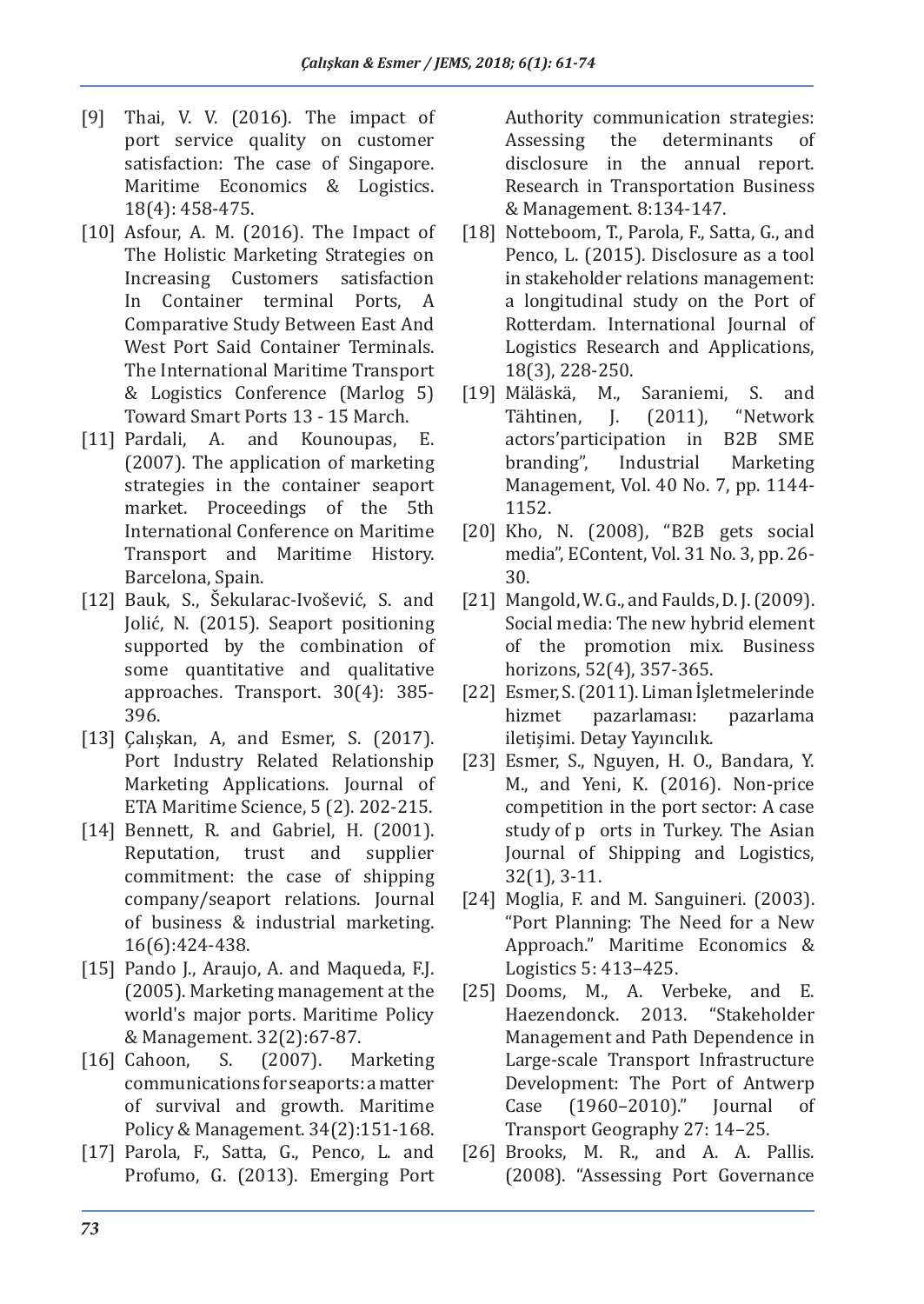[9] Thai, V. V. (2016). The impact of port service quality on customer satisfaction: The case of Singapore. Maritime Economics & Logistics. 18(4): 458-475.

[10] Asfour, A. M. (2016). The Impact of The Holistic Marketing Strategies on Increasing Customers satisfaction In Container terminal Ports, A Comparative Study Between East And West Port Said Container Terminals. The International Maritime Transport & Logistics Conference (Marlog 5) Toward Smart Ports 13 - 15 March.

[11] Pardali, A. and Kounoupas, E. (2007). The application of marketing strategies in the container seaport market. Proceedings of the 5th International Conference on Maritime Transport and Maritime History. Barcelona, Spain.

[12] Bauk, S., Šekularac-Ivošević, S. and Jolić, N. (2015). Seaport positioning supported by the combination of some quantitative and qualitative approaches. Transport. 30(4): 385-396.

[13] Çalışkan, A, and Esmer, S. (2017). Port Industry Related Relationship Marketing Applications. Journal of ETA Maritime Science, 5 (2). 202-215.

[14] Bennett, R. and Gabriel, H. (2001). Reputation, trust and supplier commitment: the case of shipping company/seaport relations. Journal of business & industrial marketing. 16(6):424-438.

[15] Pando J., Araujo, A. and Maqueda, F.J. (2005). Marketing management at the world's major ports. Maritime Policy & Management. 32(2):67-87.

[16] Cahoon, S. (2007). Marketing communications for seaports: a matter of survival and growth. Maritime Policy & Management. 34(2):151-168.

[17] Parola, F., Satta, G., Penco, L. and Profumo, G. (2013). Emerging Port Authority communication strategies: Assessing the determinants of disclosure in the annual report. Research in Transportation Business & Management. 8:134-147.

[18] Notteboom, T., Parola, F., Satta, G., and Penco, L. (2015). Disclosure as a tool in stakeholder relations management: a longitudinal study on the Port of Rotterdam. International Journal of Logistics Research and Applications, 18(3), 228-250.

[19] Mäläskä, M., Saraniemi, S. and Tähtinen, J. (2011), "Network actors'participation in B2B SME branding", Industrial Marketing Management, Vol. 40 No. 7, pp. 1144-1152.

[20] Kho, N. (2008), "B2B gets social media", EContent, Vol. 31 No. 3, pp. 26-30.

[21] Mangold, W. G., and Faulds, D. J. (2009). Social media: The new hybrid element of the promotion mix. Business horizons, 52(4), 357-365.

[22] Esmer, S. (2011). Liman İşletmelerinde hizmet pazarlaması: pazarlama iletişimi. Detay Yayıncılık.

[23] Esmer, S., Nguyen, H. O., Bandara, Y. M., and Yeni, K. (2016). Non-price competition in the port sector: A case study of p orts in Turkey. The Asian Journal of Shipping and Logistics, 32(1), 3-11.

[24] Moglia, F. and M. Sanguineri. (2003). "Port Planning: The Need for a New Approach." Maritime Economics & Logistics 5: 413–425.

[25] Dooms, M., A. Verbeke, and E. Haezendonck. 2013. "Stakeholder Management and Path Dependence in Large-scale Transport Infrastructure Development: The Port of Antwerp Case (1960–2010)." Journal of Transport Geography 27: 14–25.

[26] Brooks, M. R., and A. A. Pallis. (2008). "Assessing Port Governance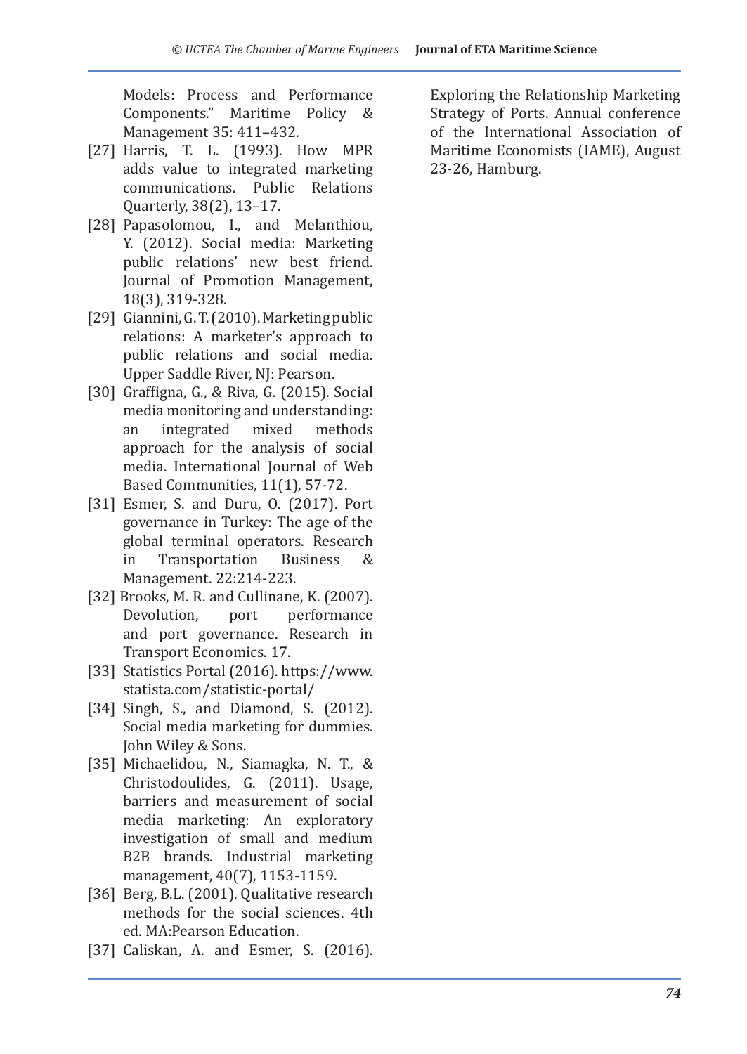Models: Process and Performance Components." Maritime Policy & Management 35: 411–432.

[27] Harris, T. L. (1993). How MPR adds value to integrated marketing communications. Public Relations Quarterly, 38(2), 13–17.

[28] Papasolomou, I., and Melanthiou, Y. (2012). Social media: Marketing public relations' new best friend. Journal of Promotion Management, 18(3), 319-328.

[29] Giannini, G. T. (2010). Marketing public relations: A marketer's approach to public relations and social media. Upper Saddle River, NJ: Pearson.

[30] Graffigna, G., & Riva, G. (2015). Social media monitoring and understanding: an integrated mixed methods approach for the analysis of social media. International Journal of Web Based Communities, 11(1), 57-72.

[31] Esmer, S. and Duru, O. (2017). Port governance in Turkey: The age of the global terminal operators. Research in Transportation Business & Management. 22:214-223.

[32] Brooks, M. R. and Cullinane, K. (2007). Devolution, port performance and port governance. Research in Transport Economics. 17.

[33] Statistics Portal (2016). https://www.statista.com/statistic-portal/

[34] Singh, S., and Diamond, S. (2012). Social media marketing for dummies. John Wiley & Sons.

[35] Michaelidou, N., Siamagka, N. T., & Christodoulides, G. (2011). Usage, barriers and measurement of social media marketing: An exploratory investigation of small and medium B2B brands. Industrial marketing management, 40(7), 1153-1159.

[36] Berg, B.L. (2001). Qualitative research methods for the social sciences. 4th ed. MA:Pearson Education.

[37] Caliskan, A. and Esmer, S. (2016). Exploring the Relationship Marketing Strategy of Ports. Annual conference of the International Association of Maritime Economists (IAME), August 23-26, Hamburg.